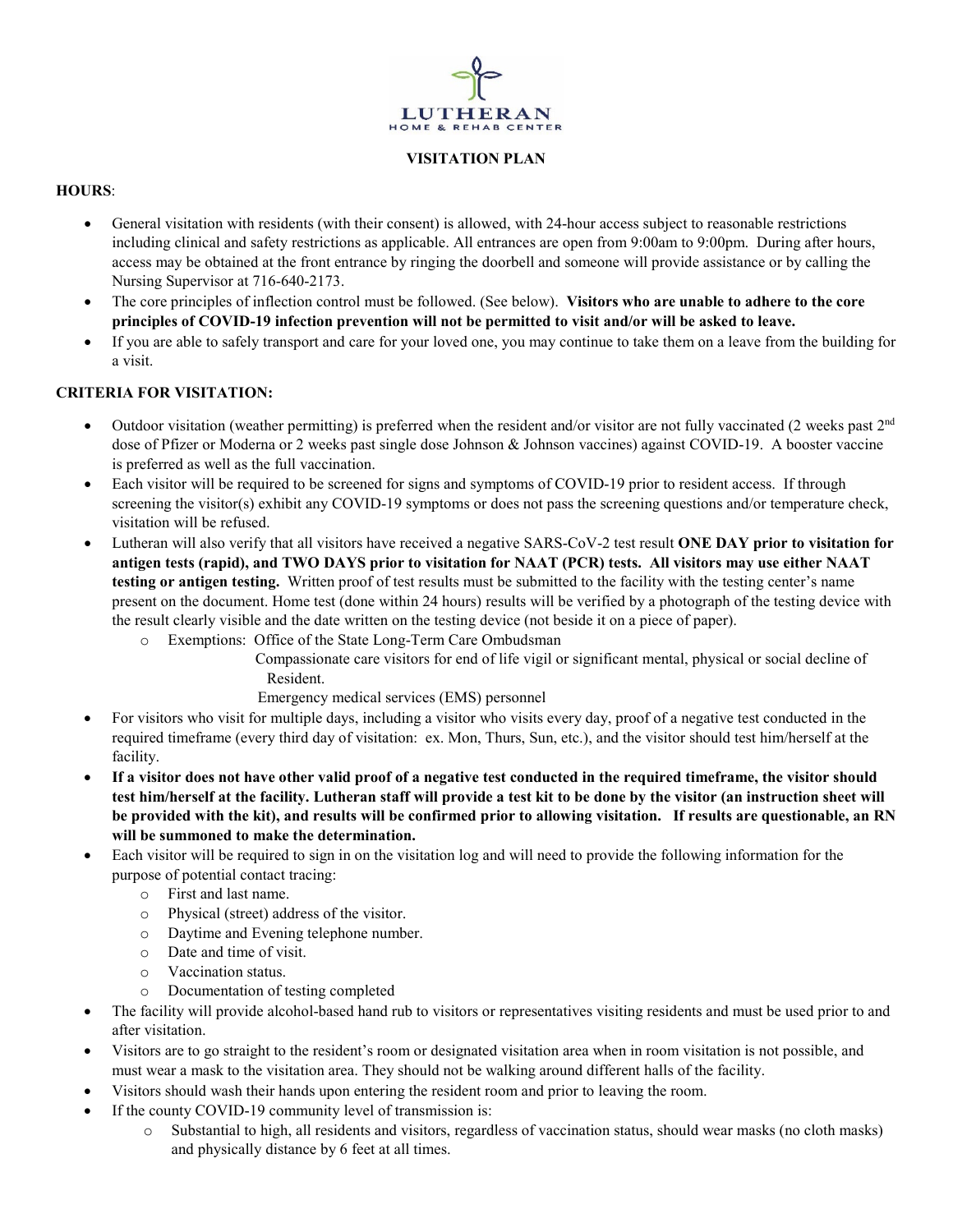**LUTHERAN**
HOME & REHAB CENTER

**VISITATION PLAN**

**HOURS**:

- General visitation with residents (with their consent) is allowed, with 24-hour access subject to reasonable restrictions including clinical and safety restrictions as applicable. All entrances are open from 9:00am to 9:00pm. During after hours, access may be obtained at the front entrance by ringing the doorbell and someone will provide assistance or by calling the Nursing Supervisor at 716-640-2173.
- The core principles of inflection control must be followed. (See below). **Visitors who are unable to adhere to the core principles of COVID-19 infection prevention will not be permitted to visit and/or will be asked to leave.**
- If you are able to safely transport and care for your loved one, you may continue to take them on a leave from the building for a visit.

**CRITERIA FOR VISITATION:**

- Outdoor visitation (weather permitting) is preferred when the resident and/or visitor are not fully vaccinated (2 weeks past 2nd dose of Pfizer or Moderna or 2 weeks past single dose Johnson & Johnson vaccines) against COVID-19. A booster vaccine is preferred as well as the full vaccination.
- Each visitor will be required to be screened for signs and symptoms of COVID-19 prior to resident access. If through screening the visitor(s) exhibit any COVID-19 symptoms or does not pass the screening questions and/or temperature check, visitation will be refused.
- Lutheran will also verify that all visitors have received a negative SARS-CoV-2 test result **ONE DAY prior to visitation for antigen tests (rapid), and TWO DAYS prior to visitation for NAAT (PCR) tests. All visitors may use either NAAT testing or antigen testing.** Written proof of test results must be submitted to the facility with the testing center's name present on the document. Home test (done within 24 hours) results will be verified by a photograph of the testing device with the result clearly visible and the date written on the testing device (not beside it on a piece of paper).
  - Exemptions: Office of the State Long-Term Care Ombudsman
    Compassionate care visitors for end of life vigil or significant mental, physical or social decline of Resident.
    Emergency medical services (EMS) personnel
- For visitors who visit for multiple days, including a visitor who visits every day, proof of a negative test conducted in the required timeframe (every third day of visitation: ex. Mon, Thurs, Sun, etc.), and the visitor should test him/herself at the facility.
- **If a visitor does not have other valid proof of a negative test conducted in the required timeframe, the visitor should test him/herself at the facility. Lutheran staff will provide a test kit to be done by the visitor (an instruction sheet will be provided with the kit), and results will be confirmed prior to allowing visitation. If results are questionable, an RN will be summoned to make the determination.**
- Each visitor will be required to sign in on the visitation log and will need to provide the following information for the purpose of potential contact tracing:
  - First and last name.
  - Physical (street) address of the visitor.
  - Daytime and Evening telephone number.
  - Date and time of visit.
  - Vaccination status.
  - Documentation of testing completed
- The facility will provide alcohol-based hand rub to visitors or representatives visiting residents and must be used prior to and after visitation.
- Visitors are to go straight to the resident's room or designated visitation area when in room visitation is not possible, and must wear a mask to the visitation area. They should not be walking around different halls of the facility.
- Visitors should wash their hands upon entering the resident room and prior to leaving the room.
- If the county COVID-19 community level of transmission is:
  - Substantial to high, all residents and visitors, regardless of vaccination status, should wear masks (no cloth masks) and physically distance by 6 feet at all times.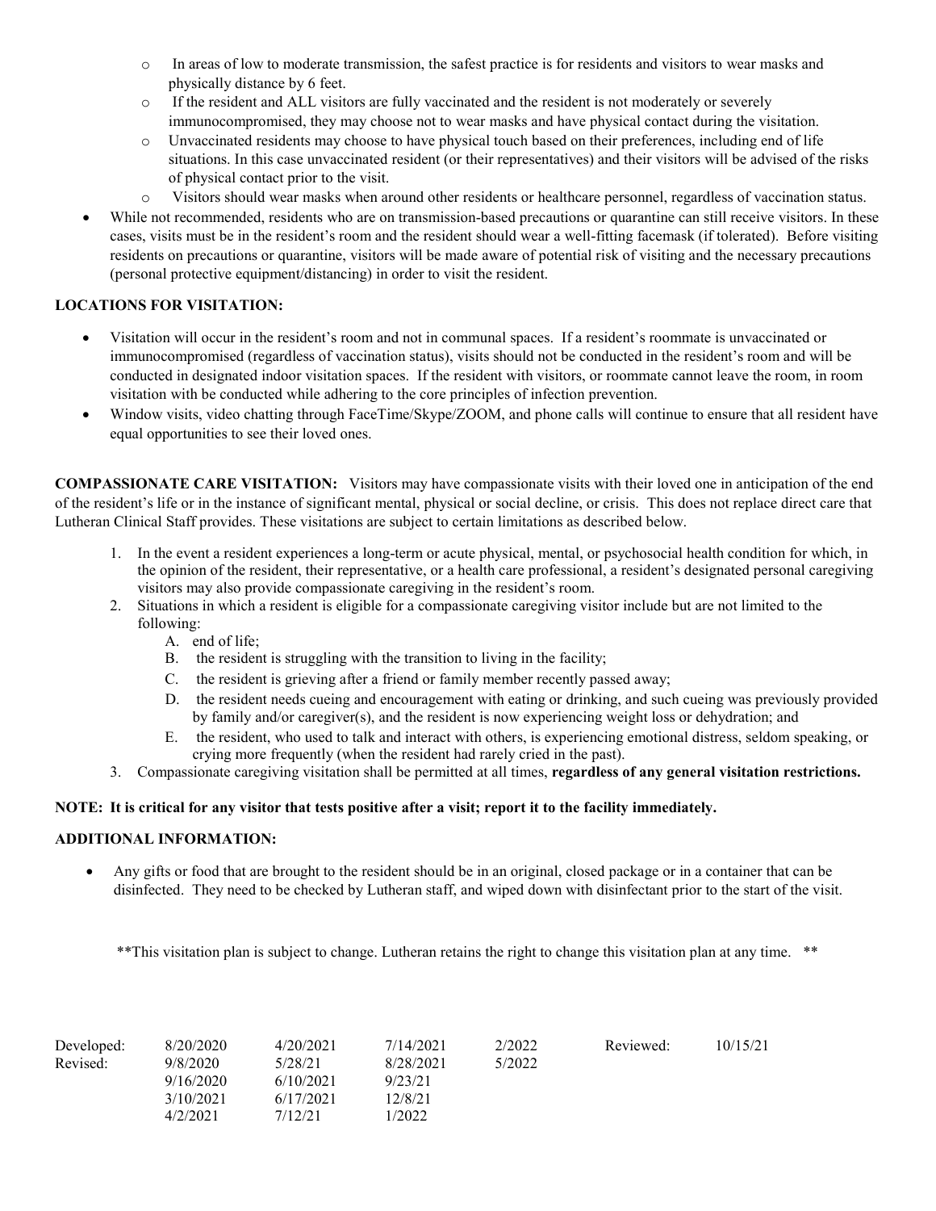- In areas of low to moderate transmission, the safest practice is for residents and visitors to wear masks and physically distance by 6 feet.
  - If the resident and ALL visitors are fully vaccinated and the resident is not moderately or severely immunocompromised, they may choose not to wear masks and have physical contact during the visitation.
  - Unvaccinated residents may choose to have physical touch based on their preferences, including end of life situations. In this case unvaccinated resident (or their representatives) and their visitors will be advised of the risks of physical contact prior to the visit.
  - Visitors should wear masks when around other residents or healthcare personnel, regardless of vaccination status.
- While not recommended, residents who are on transmission-based precautions or quarantine can still receive visitors. In these cases, visits must be in the resident's room and the resident should wear a well-fitting facemask (if tolerated). Before visiting residents on precautions or quarantine, visitors will be made aware of potential risk of visiting and the necessary precautions (personal protective equipment/distancing) in order to visit the resident.

**LOCATIONS FOR VISITATION:**

- Visitation will occur in the resident's room and not in communal spaces. If a resident's roommate is unvaccinated or immunocompromised (regardless of vaccination status), visits should not be conducted in the resident's room and will be conducted in designated indoor visitation spaces. If the resident with visitors, or roommate cannot leave the room, in room visitation with be conducted while adhering to the core principles of infection prevention.
- Window visits, video chatting through FaceTime/Skype/ZOOM, and phone calls will continue to ensure that all resident have equal opportunities to see their loved ones.

**COMPASSIONATE CARE VISITATION:** Visitors may have compassionate visits with their loved one in anticipation of the end of the resident's life or in the instance of significant mental, physical or social decline, or crisis. This does not replace direct care that Lutheran Clinical Staff provides. These visitations are subject to certain limitations as described below.

1. In the event a resident experiences a long-term or acute physical, mental, or psychosocial health condition for which, in the opinion of the resident, their representative, or a health care professional, a resident's designated personal caregiving visitors may also provide compassionate caregiving in the resident's room.
2. Situations in which a resident is eligible for a compassionate caregiving visitor include but are not limited to the following:
   A. end of life;
   B. the resident is struggling with the transition to living in the facility;
   C. the resident is grieving after a friend or family member recently passed away;
   D. the resident needs cueing and encouragement with eating or drinking, and such cueing was previously provided by family and/or caregiver(s), and the resident is now experiencing weight loss or dehydration; and
   E. the resident, who used to talk and interact with others, is experiencing emotional distress, seldom speaking, or crying more frequently (when the resident had rarely cried in the past).
3. Compassionate caregiving visitation shall be permitted at all times, **regardless of any general visitation restrictions.**

**NOTE: It is critical for any visitor that tests positive after a visit; report it to the facility immediately.**

**ADDITIONAL INFORMATION:**

- Any gifts or food that are brought to the resident should be in an original, closed package or in a container that can be disinfected. They need to be checked by Lutheran staff, and wiped down with disinfectant prior to the start of the visit.

**This visitation plan is subject to change. Lutheran retains the right to change this visitation plan at any time. **

| | | | | | | |
|---|---|---|---|---|---|---|
| Developed: | 8/20/2020 | 4/20/2021 | 7/14/2021 | 2/2022 | Reviewed: | 10/15/21 |
| Revised: | 9/8/2020 | 5/28/21 | 8/28/2021 | 5/2022 | | |
| | 9/16/2020 | 6/10/2021 | 9/23/21 | | | |
| | 3/10/2021 | 6/17/2021 | 12/8/21 | | | |
| | 4/2/2021 | 7/12/21 | 1/2022 | | | |